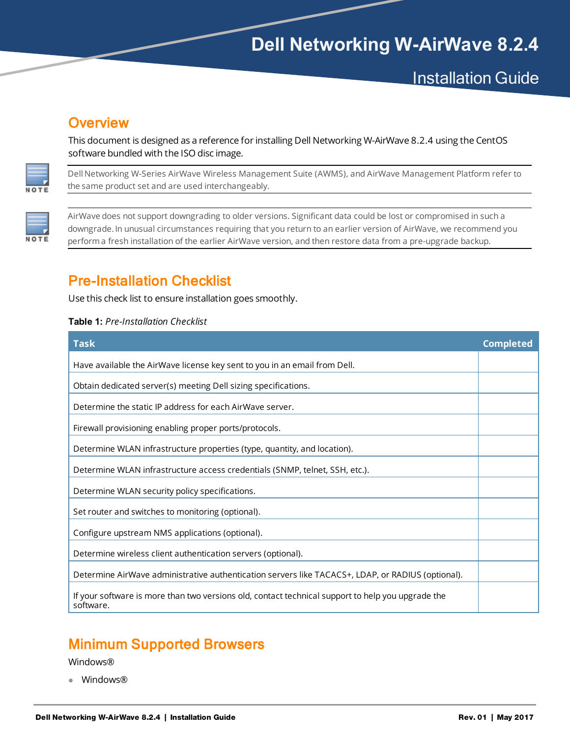# Dell Networking W-AirWave 8.2.4

## Installation Guide

## Overview

This document is designed as a reference for installing Dell Networking W-AirWave 8.2.4 using the CentOS software bundled with the ISO disc image.

> **NOTE**
> Dell Networking W-Series AirWave Wireless Management Suite (AWMS), and AirWave Management Platform refer to the same product set and are used interchangeably.

> **NOTE**
> AirWave does not support downgrading to older versions. Significant data could be lost or compromised in such a downgrade. In unusual circumstances requiring that you return to an earlier version of AirWave, we recommend you perform a fresh installation of the earlier AirWave version, and then restore data from a pre-upgrade backup.

## Pre-Installation Checklist

Use this check list to ensure installation goes smoothly.

**Table 1:** *Pre-Installation Checklist*

| Task | Completed |
| --- | --- |
| Have available the AirWave license key sent to you in an email from Dell. | |
| Obtain dedicated server(s) meeting Dell sizing specifications. | |
| Determine the static IP address for each AirWave server. | |
| Firewall provisioning enabling proper ports/protocols. | |
| Determine WLAN infrastructure properties (type, quantity, and location). | |
| Determine WLAN infrastructure access credentials (SNMP, telnet, SSH, etc.). | |
| Determine WLAN security policy specifications. | |
| Set router and switches to monitoring (optional). | |
| Configure upstream NMS applications (optional). | |
| Determine wireless client authentication servers (optional). | |
| Determine AirWave administrative authentication servers like TACACS+, LDAP, or RADIUS (optional). | |
| If your software is more than two versions old, contact technical support to help you upgrade the software. | |

## Minimum Supported Browsers

Windows®

- Windows®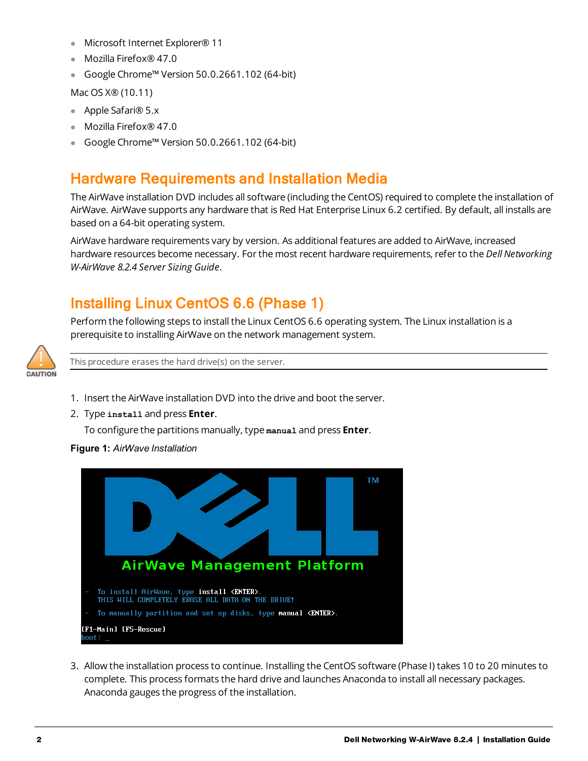- Microsoft Internet Explorer® 11
- Mozilla Firefox® 47.0
- Google Chrome™ Version 50.0.2661.102 (64-bit)

Mac OS X® (10.11)

- Apple Safari® 5.x
- Mozilla Firefox® 47.0
- Google Chrome™ Version 50.0.2661.102 (64-bit)

## Hardware Requirements and Installation Media

The AirWave installation DVD includes all software (including the CentOS) required to complete the installation of AirWave. AirWave supports any hardware that is Red Hat Enterprise Linux 6.2 certified. By default, all installs are based on a 64-bit operating system.

AirWave hardware requirements vary by version. As additional features are added to AirWave, increased hardware resources become necessary. For the most recent hardware requirements, refer to the *Dell Networking W-AirWave 8.2.4 Server Sizing Guide*.

## Installing Linux CentOS 6.6 (Phase 1)

Perform the following steps to install the Linux CentOS 6.6 operating system. The Linux installation is a prerequisite to installing AirWave on the network management system.

CAUTION

This procedure erases the hard drive(s) on the server.

1. Insert the AirWave installation DVD into the drive and boot the server.
2. Type **install** and press **Enter**.

   To configure the partitions manually, type **manual** and press **Enter**.

**Figure 1:** *AirWave Installation*

```
AirWave Management Platform

 - To install AirWave, type install <ENTER>.
   THIS WILL COMPLETELY ERASE ALL DATA ON THE DRIVE!
 - To manually partition and set up disks, type manual <ENTER>.

[F1-Main] [F5-Rescue]
boot: _
```

3. Allow the installation process to continue. Installing the CentOS software (Phase I) takes 10 to 20 minutes to complete. This process formats the hard drive and launches Anaconda to install all necessary packages. Anaconda gauges the progress of the installation.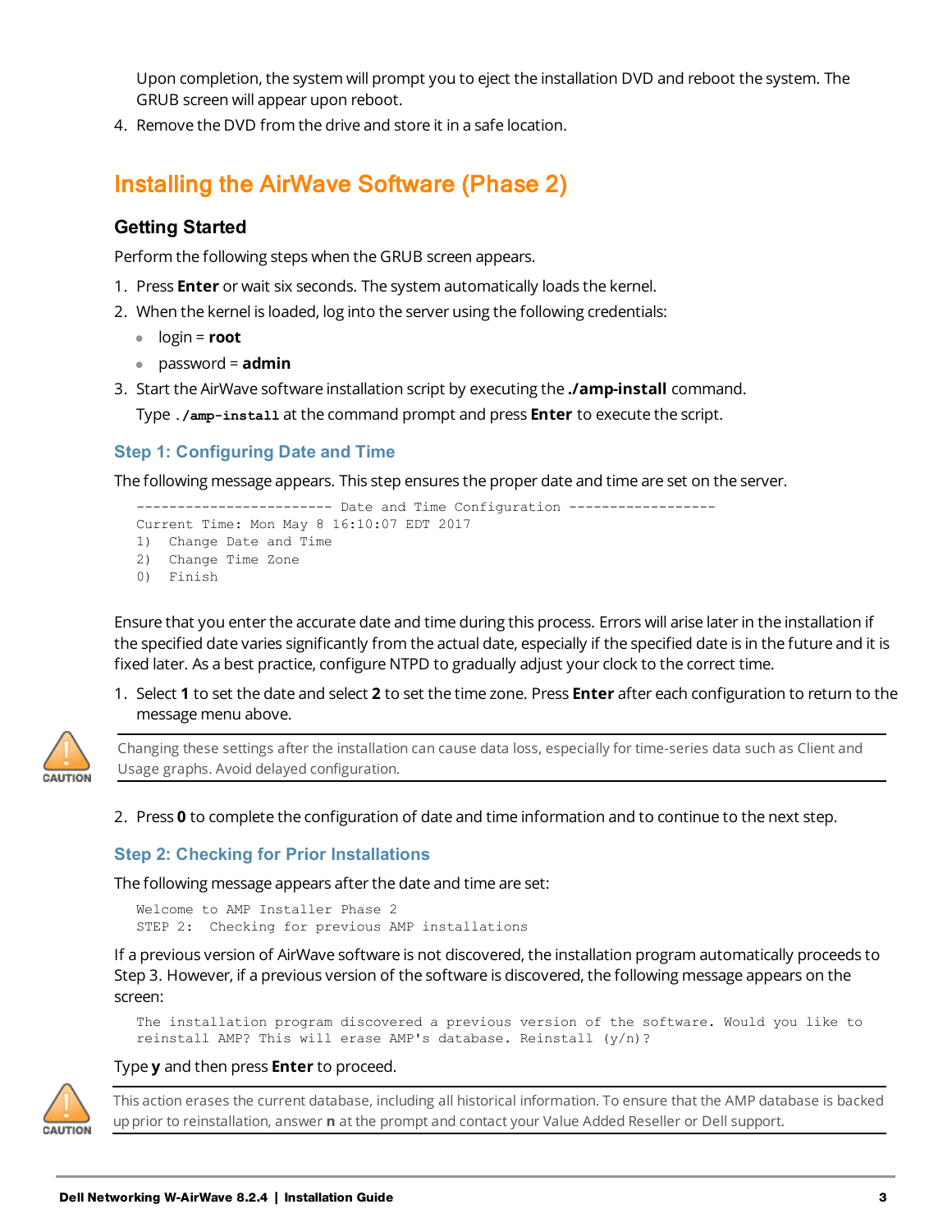Upon completion, the system will prompt you to eject the installation DVD and reboot the system. The GRUB screen will appear upon reboot.

4. Remove the DVD from the drive and store it in a safe location.

## Installing the AirWave Software (Phase 2)

### Getting Started

Perform the following steps when the GRUB screen appears.

1. Press **Enter** or wait six seconds. The system automatically loads the kernel.
2. When the kernel is loaded, log into the server using the following credentials:
   - login = **root**
   - password = **admin**
3. Start the AirWave software installation script by executing the **./amp-install** command.

   Type `./amp-install` at the command prompt and press **Enter** to execute the script.

#### Step 1: Configuring Date and Time

The following message appears. This step ensures the proper date and time are set on the server.

```
------------------------ Date and Time Configuration ------------------
Current Time: Mon May 8 16:10:07 EDT 2017
1)  Change Date and Time
2)  Change Time Zone
0)  Finish
```

Ensure that you enter the accurate date and time during this process. Errors will arise later in the installation if the specified date varies significantly from the actual date, especially if the specified date is in the future and it is fixed later. As a best practice, configure NTPD to gradually adjust your clock to the correct time.

1. Select **1** to set the date and select **2** to set the time zone. Press **Enter** after each configuration to return to the message menu above.

CAUTION: Changing these settings after the installation can cause data loss, especially for time-series data such as Client and Usage graphs. Avoid delayed configuration.

2. Press **0** to complete the configuration of date and time information and to continue to the next step.

#### Step 2: Checking for Prior Installations

The following message appears after the date and time are set:

```
Welcome to AMP Installer Phase 2
STEP 2:  Checking for previous AMP installations
```

If a previous version of AirWave software is not discovered, the installation program automatically proceeds to Step 3. However, if a previous version of the software is discovered, the following message appears on the screen:

```
The installation program discovered a previous version of the software. Would you like to
reinstall AMP? This will erase AMP's database. Reinstall (y/n)?
```

Type **y** and then press **Enter** to proceed.

CAUTION: This action erases the current database, including all historical information. To ensure that the AMP database is backed up prior to reinstallation, answer **n** at the prompt and contact your Value Added Reseller or Dell support.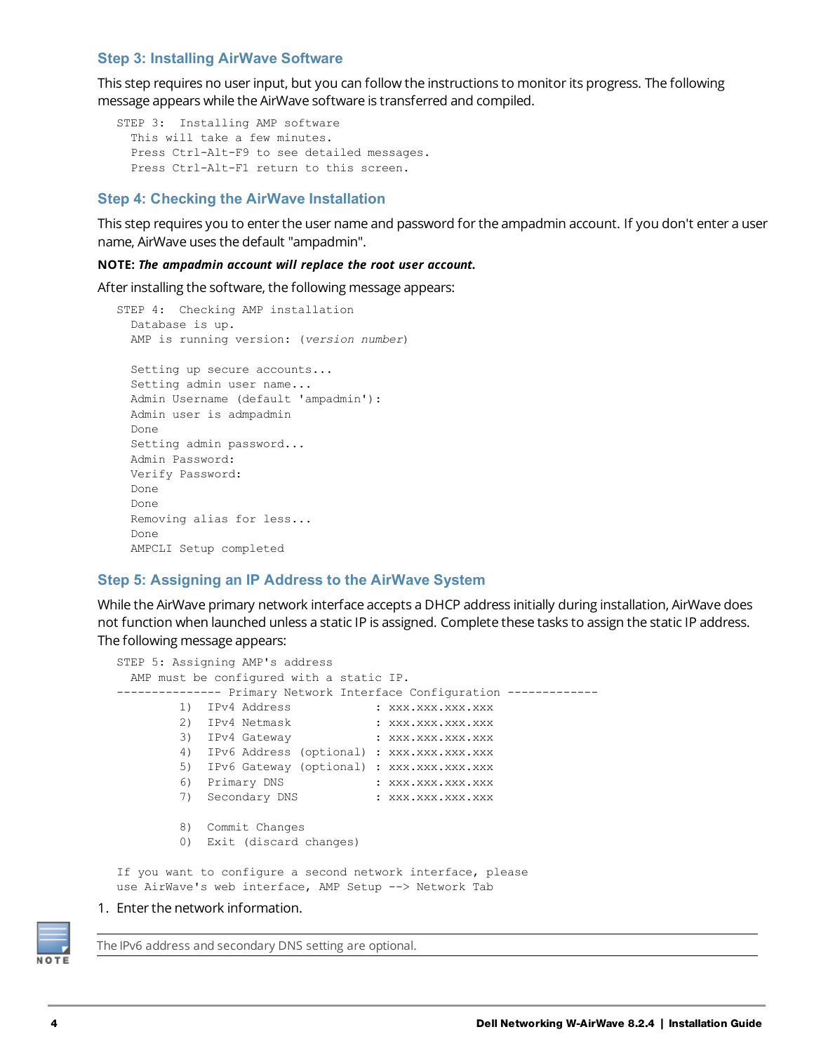### Step 3: Installing AirWave Software

This step requires no user input, but you can follow the instructions to monitor its progress. The following message appears while the AirWave software is transferred and compiled.

```
STEP 3:  Installing AMP software
  This will take a few minutes.
  Press Ctrl-Alt-F9 to see detailed messages.
  Press Ctrl-Alt-F1 return to this screen.
```

### Step 4: Checking the AirWave Installation

This step requires you to enter the user name and password for the ampadmin account. If you don't enter a user name, AirWave uses the default "ampadmin".

**NOTE:** ***The ampadmin account will replace the root user account.***

After installing the software, the following message appears:

```
STEP 4:  Checking AMP installation
  Database is up.
  AMP is running version: (version number)

  Setting up secure accounts...
  Setting admin user name...
  Admin Username (default 'ampadmin'):
  Admin user is admpadmin
  Done
  Setting admin password...
  Admin Password:
  Verify Password:
  Done
  Done
  Removing alias for less...
  Done
  AMPCLI Setup completed
```

### Step 5: Assigning an IP Address to the AirWave System

While the AirWave primary network interface accepts a DHCP address initially during installation, AirWave does not function when launched unless a static IP is assigned. Complete these tasks to assign the static IP address. The following message appears:

```
STEP 5: Assigning AMP's address
  AMP must be configured with a static IP.
--------------- Primary Network Interface Configuration -------------
         1)  IPv4 Address            : xxx.xxx.xxx.xxx
         2)  IPv4 Netmask            : xxx.xxx.xxx.xxx
         3)  IPv4 Gateway            : xxx.xxx.xxx.xxx
         4)  IPv6 Address (optional) : xxx.xxx.xxx.xxx
         5)  IPv6 Gateway (optional) : xxx.xxx.xxx.xxx
         6)  Primary DNS             : xxx.xxx.xxx.xxx
         7)  Secondary DNS           : xxx.xxx.xxx.xxx

         8)  Commit Changes
         0)  Exit (discard changes)

If you want to configure a second network interface, please
use AirWave's web interface, AMP Setup --> Network Tab
```

1. Enter the network information.

NOTE: The IPv6 address and secondary DNS setting are optional.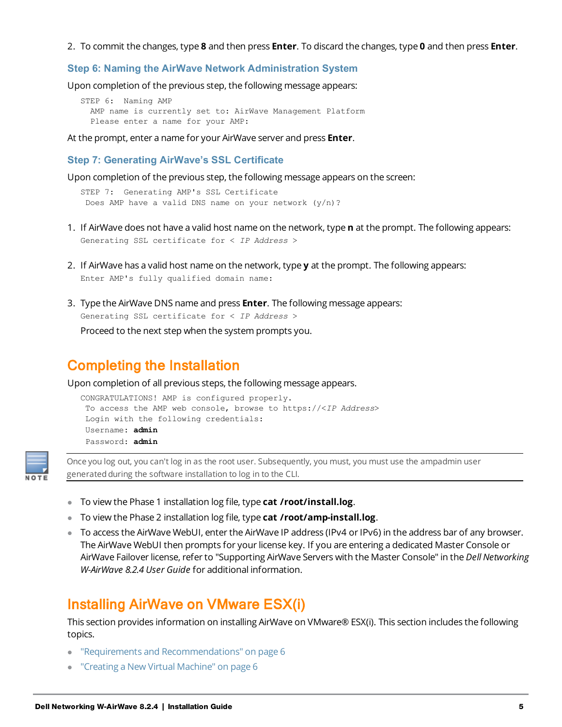2. To commit the changes, type **8** and then press **Enter**. To discard the changes, type **0** and then press **Enter**.

### Step 6: Naming the AirWave Network Administration System

Upon completion of the previous step, the following message appears:

```
STEP 6:  Naming AMP
  AMP name is currently set to: AirWave Management Platform
  Please enter a name for your AMP:
```

At the prompt, enter a name for your AirWave server and press **Enter**.

### Step 7: Generating AirWave's SSL Certificate

Upon completion of the previous step, the following message appears on the screen:

```
STEP 7:  Generating AMP's SSL Certificate
 Does AMP have a valid DNS name on your network (y/n)?
```

1. If AirWave does not have a valid host name on the network, type **n** at the prompt. The following appears:
   ```
   Generating SSL certificate for < IP Address >
   ```
2. If AirWave has a valid host name on the network, type **y** at the prompt. The following appears:
   ```
   Enter AMP's fully qualified domain name:
   ```
3. Type the AirWave DNS name and press **Enter**. The following message appears:
   ```
   Generating SSL certificate for < IP Address >
   ```
   Proceed to the next step when the system prompts you.

## Completing the Installation

Upon completion of all previous steps, the following message appears.

```
CONGRATULATIONS! AMP is configured properly.
 To access the AMP web console, browse to https://<IP Address>
 Login with the following credentials:
 Username: admin
 Password: admin
```

> **NOTE:** Once you log out, you can't log in as the root user. Subsequently, you must, you must use the ampadmin user generated during the software installation to log in to the CLI.

- To view the Phase 1 installation log file, type **cat /root/install.log**.
- To view the Phase 2 installation log file, type **cat /root/amp-install.log**.
- To access the AirWave WebUI, enter the AirWave IP address (IPv4 or IPv6) in the address bar of any browser. The AirWave WebUI then prompts for your license key. If you are entering a dedicated Master Console or AirWave Failover license, refer to "Supporting AirWave Servers with the Master Console" in the *Dell Networking W-AirWave 8.2.4 User Guide* for additional information.

## Installing AirWave on VMware ESX(i)

This section provides information on installing AirWave on VMware® ESX(i). This section includes the following topics.

- "Requirements and Recommendations" on page 6
- "Creating a New Virtual Machine" on page 6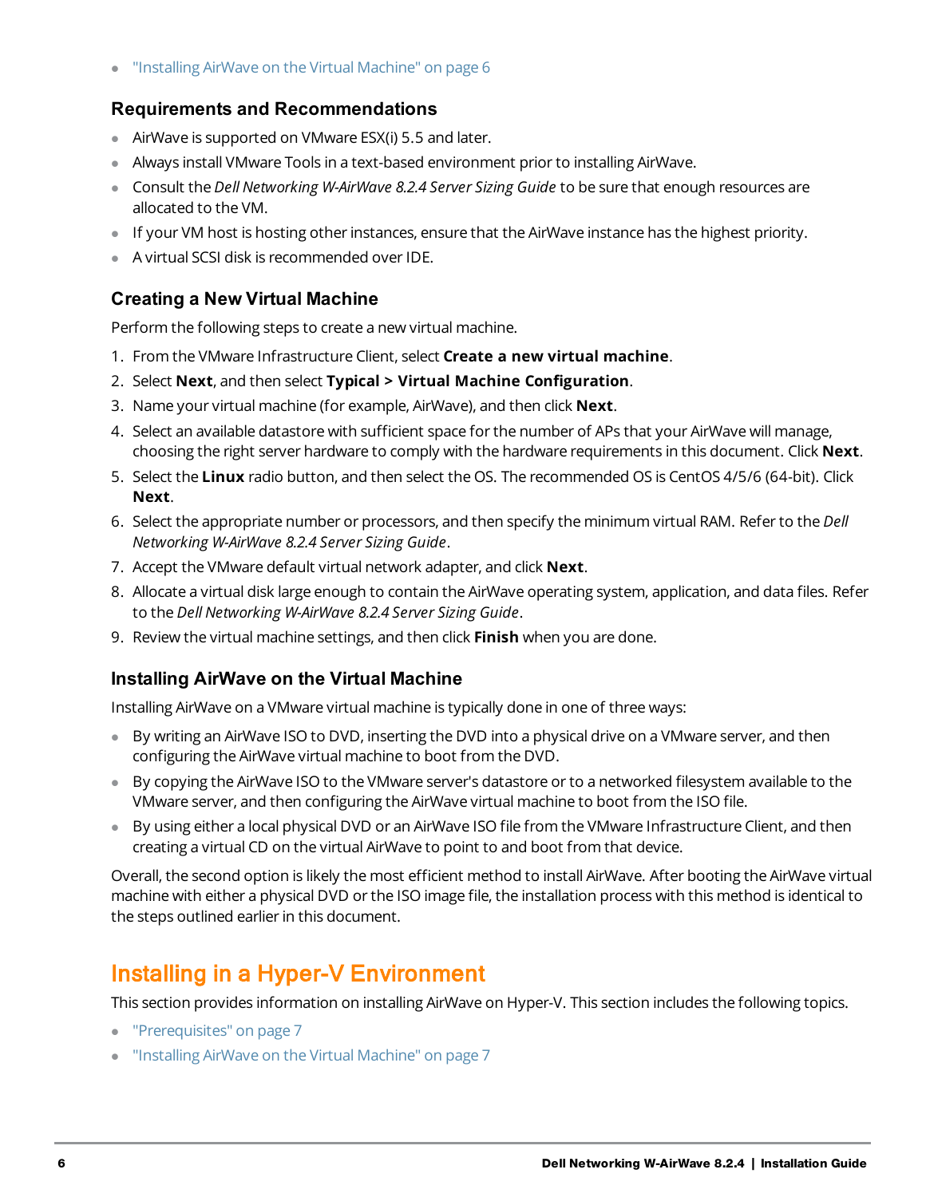- "Installing AirWave on the Virtual Machine" on page 6

### Requirements and Recommendations

- AirWave is supported on VMware ESX(i) 5.5 and later.
- Always install VMware Tools in a text-based environment prior to installing AirWave.
- Consult the *Dell Networking W-AirWave 8.2.4 Server Sizing Guide* to be sure that enough resources are allocated to the VM.
- If your VM host is hosting other instances, ensure that the AirWave instance has the highest priority.
- A virtual SCSI disk is recommended over IDE.

### Creating a New Virtual Machine

Perform the following steps to create a new virtual machine.

1. From the VMware Infrastructure Client, select **Create a new virtual machine**.
2. Select **Next**, and then select **Typical > Virtual Machine Configuration**.
3. Name your virtual machine (for example, AirWave), and then click **Next**.
4. Select an available datastore with sufficient space for the number of APs that your AirWave will manage, choosing the right server hardware to comply with the hardware requirements in this document. Click **Next**.
5. Select the **Linux** radio button, and then select the OS. The recommended OS is CentOS 4/5/6 (64-bit). Click **Next**.
6. Select the appropriate number or processors, and then specify the minimum virtual RAM. Refer to the *Dell Networking W-AirWave 8.2.4 Server Sizing Guide*.
7. Accept the VMware default virtual network adapter, and click **Next**.
8. Allocate a virtual disk large enough to contain the AirWave operating system, application, and data files. Refer to the *Dell Networking W-AirWave 8.2.4 Server Sizing Guide*.
9. Review the virtual machine settings, and then click **Finish** when you are done.

### Installing AirWave on the Virtual Machine

Installing AirWave on a VMware virtual machine is typically done in one of three ways:

- By writing an AirWave ISO to DVD, inserting the DVD into a physical drive on a VMware server, and then configuring the AirWave virtual machine to boot from the DVD.
- By copying the AirWave ISO to the VMware server's datastore or to a networked filesystem available to the VMware server, and then configuring the AirWave virtual machine to boot from the ISO file.
- By using either a local physical DVD or an AirWave ISO file from the VMware Infrastructure Client, and then creating a virtual CD on the virtual AirWave to point to and boot from that device.

Overall, the second option is likely the most efficient method to install AirWave. After booting the AirWave virtual machine with either a physical DVD or the ISO image file, the installation process with this method is identical to the steps outlined earlier in this document.

## Installing in a Hyper-V Environment

This section provides information on installing AirWave on Hyper-V. This section includes the following topics.

- "Prerequisites" on page 7
- "Installing AirWave on the Virtual Machine" on page 7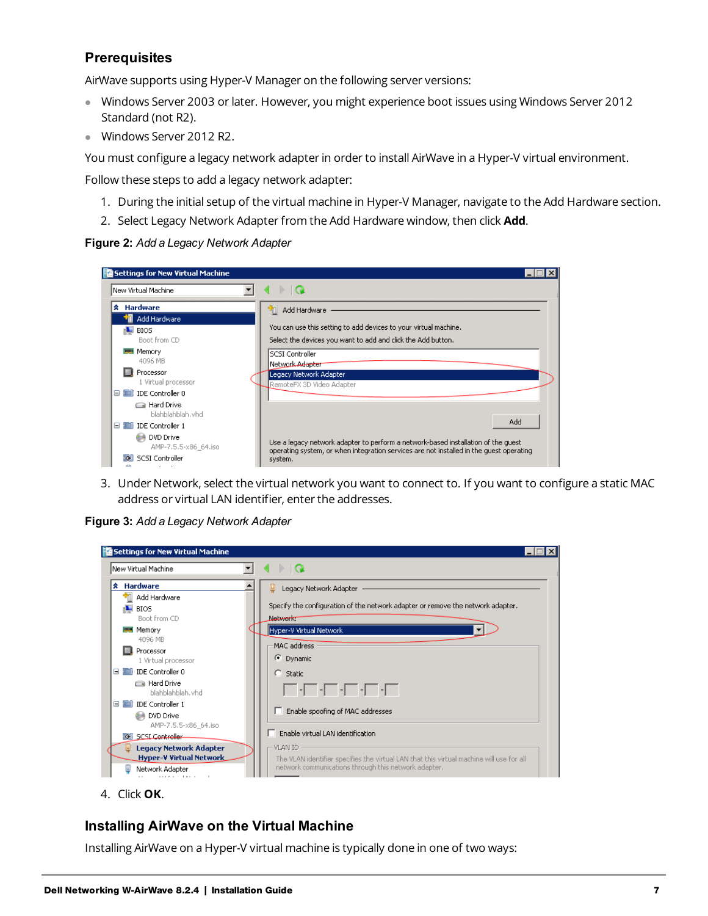## Prerequisites

AirWave supports using Hyper-V Manager on the following server versions:

- Windows Server 2003 or later. However, you might experience boot issues using Windows Server 2012 Standard (not R2).
- Windows Server 2012 R2.

You must configure a legacy network adapter in order to install AirWave in a Hyper-V virtual environment.

Follow these steps to add a legacy network adapter:

1. During the initial setup of the virtual machine in Hyper-V Manager, navigate to the Add Hardware section.
2. Select Legacy Network Adapter from the Add Hardware window, then click **Add**.

**Figure 2:** *Add a Legacy Network Adapter*

3. Under Network, select the virtual network you want to connect to. If you want to configure a static MAC address or virtual LAN identifier, enter the addresses.

**Figure 3:** *Add a Legacy Network Adapter*

4. Click **OK**.

## Installing AirWave on the Virtual Machine

Installing AirWave on a Hyper-V virtual machine is typically done in one of two ways: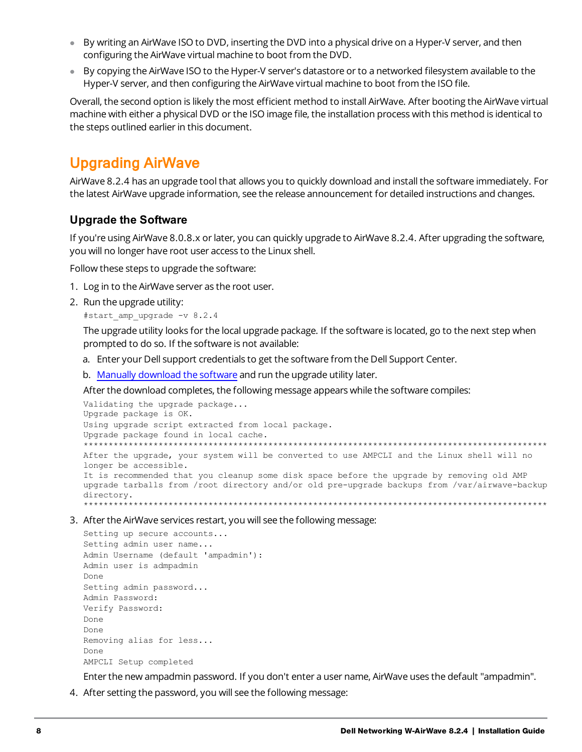- By writing an AirWave ISO to DVD, inserting the DVD into a physical drive on a Hyper-V server, and then configuring the AirWave virtual machine to boot from the DVD.
- By copying the AirWave ISO to the Hyper-V server's datastore or to a networked filesystem available to the Hyper-V server, and then configuring the AirWave virtual machine to boot from the ISO file.

Overall, the second option is likely the most efficient method to install AirWave. After booting the AirWave virtual machine with either a physical DVD or the ISO image file, the installation process with this method is identical to the steps outlined earlier in this document.

# Upgrading AirWave

AirWave 8.2.4 has an upgrade tool that allows you to quickly download and install the software immediately. For the latest AirWave upgrade information, see the release announcement for detailed instructions and changes.

## Upgrade the Software

If you're using AirWave 8.0.8.x or later, you can quickly upgrade to AirWave 8.2.4. After upgrading the software, you will no longer have root user access to the Linux shell.

Follow these steps to upgrade the software:

1. Log in to the AirWave server as the root user.
2. Run the upgrade utility:

   ```
   #start_amp_upgrade -v 8.2.4
   ```

   The upgrade utility looks for the local upgrade package. If the software is located, go to the next step when prompted to do so. If the software is not available:

   a. Enter your Dell support credentials to get the software from the Dell Support Center.

   b. Manually download the software and run the upgrade utility later.

   After the download completes, the following message appears while the software compiles:

   ```
   Validating the upgrade package...
   Upgrade package is OK.
   Using upgrade script extracted from local package.
   Upgrade package found in local cache.
   *********************************************************************************************
   After the upgrade, your system will be converted to use AMPCLI and the Linux shell will no
   longer be accessible.
   It is recommended that you cleanup some disk space before the upgrade by removing old AMP
   upgrade tarballs from /root directory and/or old pre-upgrade backups from /var/airwave-backup
   directory.
   *********************************************************************************************
   ```

3. After the AirWave services restart, you will see the following message:

   ```
   Setting up secure accounts...
   Setting admin user name...
   Admin Username (default 'ampadmin'):
   Admin user is admpadmin
   Done
   Setting admin password...
   Admin Password:
   Verify Password:
   Done
   Done
   Removing alias for less...
   Done
   AMPCLI Setup completed
   ```

   Enter the new ampadmin password. If you don't enter a user name, AirWave uses the default "ampadmin".

4. After setting the password, you will see the following message: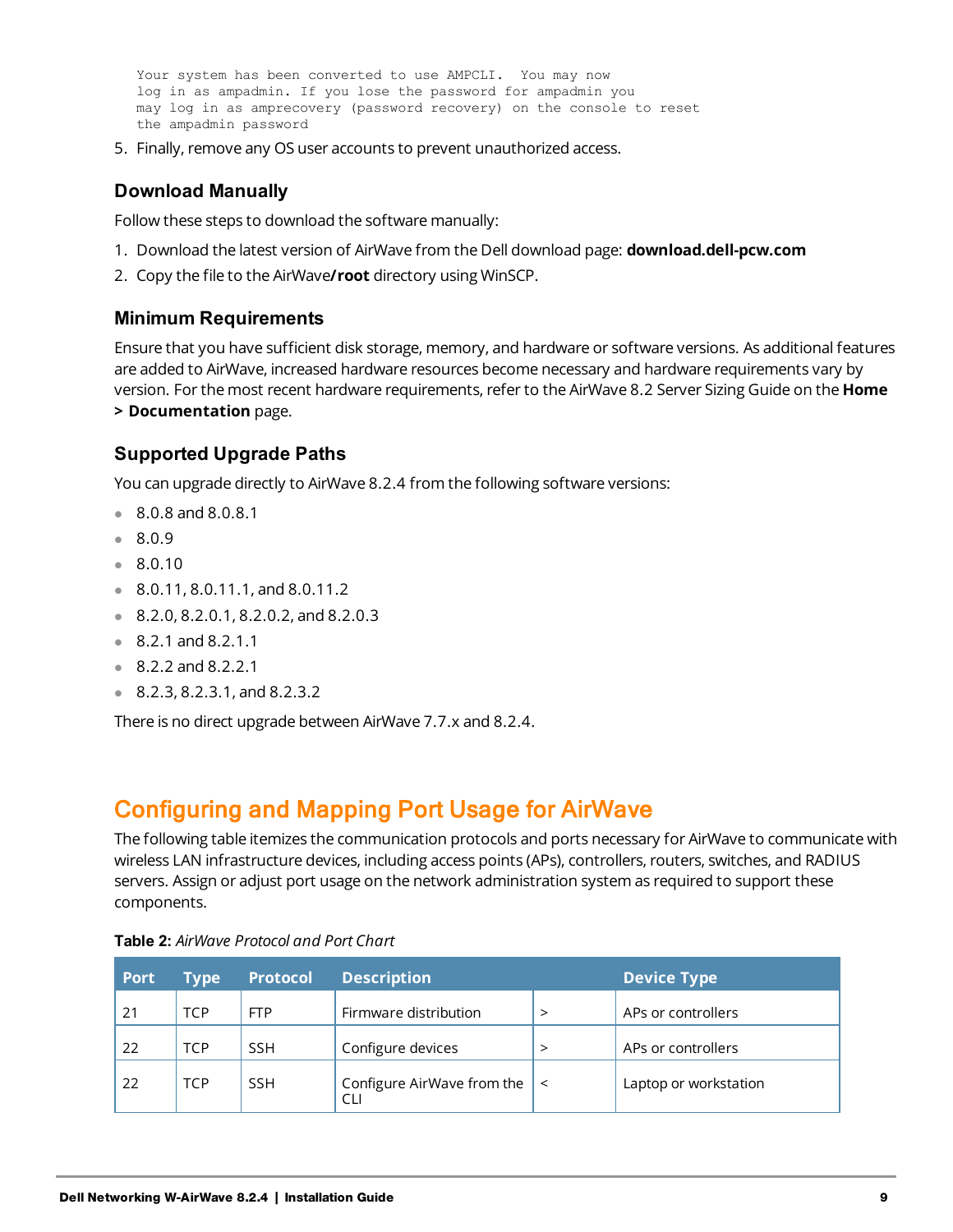```
Your system has been converted to use AMPCLI.  You may now
log in as ampadmin. If you lose the password for ampadmin you
may log in as amprecovery (password recovery) on the console to reset
the ampadmin password
```

5. Finally, remove any OS user accounts to prevent unauthorized access.

### Download Manually

Follow these steps to download the software manually:

1. Download the latest version of AirWave from the Dell download page: **download.dell-pcw.com**
2. Copy the file to the AirWave **/root** directory using WinSCP.

### Minimum Requirements

Ensure that you have sufficient disk storage, memory, and hardware or software versions. As additional features are added to AirWave, increased hardware resources become necessary and hardware requirements vary by version. For the most recent hardware requirements, refer to the AirWave 8.2 Server Sizing Guide on the **Home > Documentation** page.

### Supported Upgrade Paths

You can upgrade directly to AirWave 8.2.4 from the following software versions:

- 8.0.8 and 8.0.8.1
- 8.0.9
- 8.0.10
- 8.0.11, 8.0.11.1, and 8.0.11.2
- 8.2.0, 8.2.0.1, 8.2.0.2, and 8.2.0.3
- 8.2.1 and 8.2.1.1
- 8.2.2 and 8.2.2.1
- 8.2.3, 8.2.3.1, and 8.2.3.2

There is no direct upgrade between AirWave 7.7.x and 8.2.4.

## Configuring and Mapping Port Usage for AirWave

The following table itemizes the communication protocols and ports necessary for AirWave to communicate with wireless LAN infrastructure devices, including access points (APs), controllers, routers, switches, and RADIUS servers. Assign or adjust port usage on the network administration system as required to support these components.

**Table 2:** *AirWave Protocol and Port Chart*

| Port | Type | Protocol | Description | | Device Type |
|---|---|---|---|---|---|
| 21 | TCP | FTP | Firmware distribution | > | APs or controllers |
| 22 | TCP | SSH | Configure devices | > | APs or controllers |
| 22 | TCP | SSH | Configure AirWave from the CLI | < | Laptop or workstation |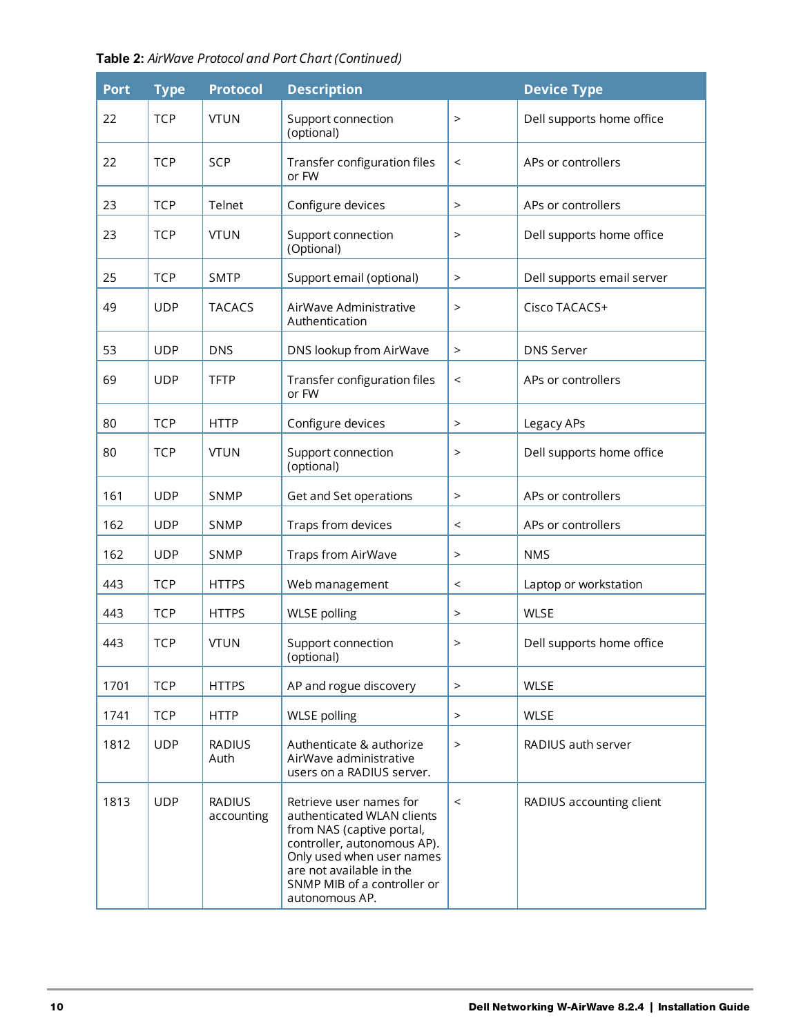**Table 2:** *AirWave Protocol and Port Chart (Continued)*

| Port | Type | Protocol | Description | | Device Type |
|---|---|---|---|---|---|
| 22 | TCP | VTUN | Support connection (optional) | > | Dell supports home office |
| 22 | TCP | SCP | Transfer configuration files or FW | < | APs or controllers |
| 23 | TCP | Telnet | Configure devices | > | APs or controllers |
| 23 | TCP | VTUN | Support connection (Optional) | > | Dell supports home office |
| 25 | TCP | SMTP | Support email (optional) | > | Dell supports email server |
| 49 | UDP | TACACS | AirWave Administrative Authentication | > | Cisco TACACS+ |
| 53 | UDP | DNS | DNS lookup from AirWave | > | DNS Server |
| 69 | UDP | TFTP | Transfer configuration files or FW | < | APs or controllers |
| 80 | TCP | HTTP | Configure devices | > | Legacy APs |
| 80 | TCP | VTUN | Support connection (optional) | > | Dell supports home office |
| 161 | UDP | SNMP | Get and Set operations | > | APs or controllers |
| 162 | UDP | SNMP | Traps from devices | < | APs or controllers |
| 162 | UDP | SNMP | Traps from AirWave | > | NMS |
| 443 | TCP | HTTPS | Web management | < | Laptop or workstation |
| 443 | TCP | HTTPS | WLSE polling | > | WLSE |
| 443 | TCP | VTUN | Support connection (optional) | > | Dell supports home office |
| 1701 | TCP | HTTPS | AP and rogue discovery | > | WLSE |
| 1741 | TCP | HTTP | WLSE polling | > | WLSE |
| 1812 | UDP | RADIUS Auth | Authenticate & authorize AirWave administrative users on a RADIUS server. | > | RADIUS auth server |
| 1813 | UDP | RADIUS accounting | Retrieve user names for authenticated WLAN clients from NAS (captive portal, controller, autonomous AP). Only used when user names are not available in the SNMP MIB of a controller or autonomous AP. | < | RADIUS accounting client |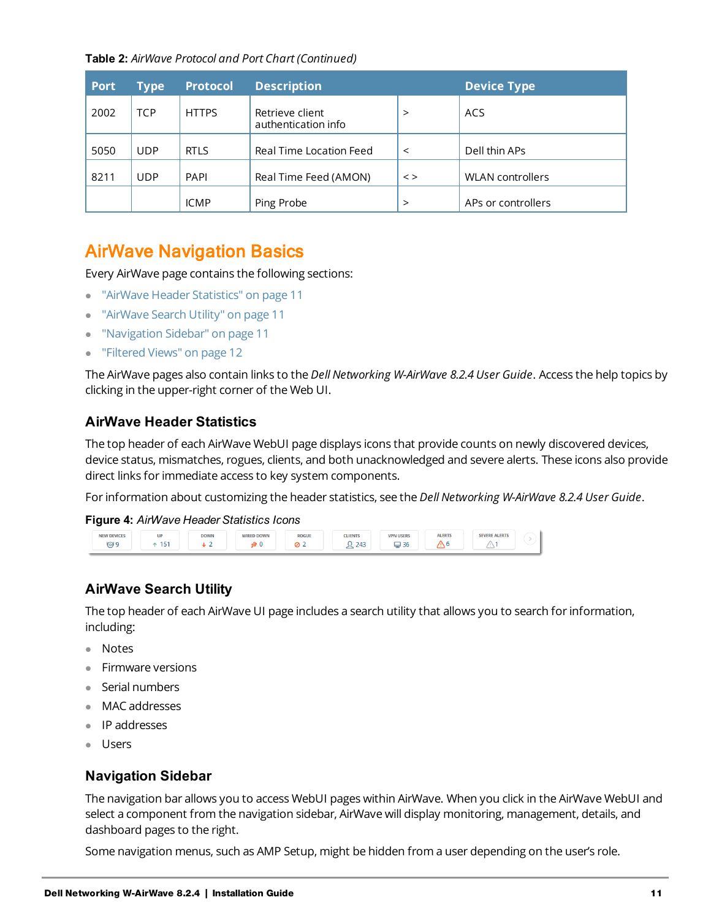**Table 2:** *AirWave Protocol and Port Chart (Continued)*

| Port | Type | Protocol | Description | | Device Type |
|---|---|---|---|---|---|
| 2002 | TCP | HTTPS | Retrieve client authentication info | > | ACS |
| 5050 | UDP | RTLS | Real Time Location Feed | < | Dell thin APs |
| 8211 | UDP | PAPI | Real Time Feed (AMON) | < > | WLAN controllers |
| | | ICMP | Ping Probe | > | APs or controllers |

# AirWave Navigation Basics

Every AirWave page contains the following sections:

- "AirWave Header Statistics" on page 11
- "AirWave Search Utility" on page 11
- "Navigation Sidebar" on page 11
- "Filtered Views" on page 12

The AirWave pages also contain links to the *Dell Networking W-AirWave 8.2.4 User Guide*. Access the help topics by clicking in the upper-right corner of the Web UI.

## AirWave Header Statistics

The top header of each AirWave WebUI page displays icons that provide counts on newly discovered devices, device status, mismatches, rogues, clients, and both unacknowledged and severe alerts. These icons also provide direct links for immediate access to key system components.

For information about customizing the header statistics, see the *Dell Networking W-AirWave 8.2.4 User Guide*.

**Figure 4:** *AirWave Header Statistics Icons*

| NEW DEVICES | UP | DOWN | WIRED DOWN | ROGUE | CLIENTS | VPN USERS | ALERTS | SEVERE ALERTS |
|---|---|---|---|---|---|---|---|---|
| 9 | 151 | 2 | 0 | 2 | 243 | 36 | 6 | 1 |

## AirWave Search Utility

The top header of each AirWave UI page includes a search utility that allows you to search for information, including:

- Notes
- Firmware versions
- Serial numbers
- MAC addresses
- IP addresses
- Users

## Navigation Sidebar

The navigation bar allows you to access WebUI pages within AirWave. When you click in the AirWave WebUI and select a component from the navigation sidebar, AirWave will display monitoring, management, details, and dashboard pages to the right.

Some navigation menus, such as AMP Setup, might be hidden from a user depending on the user's role.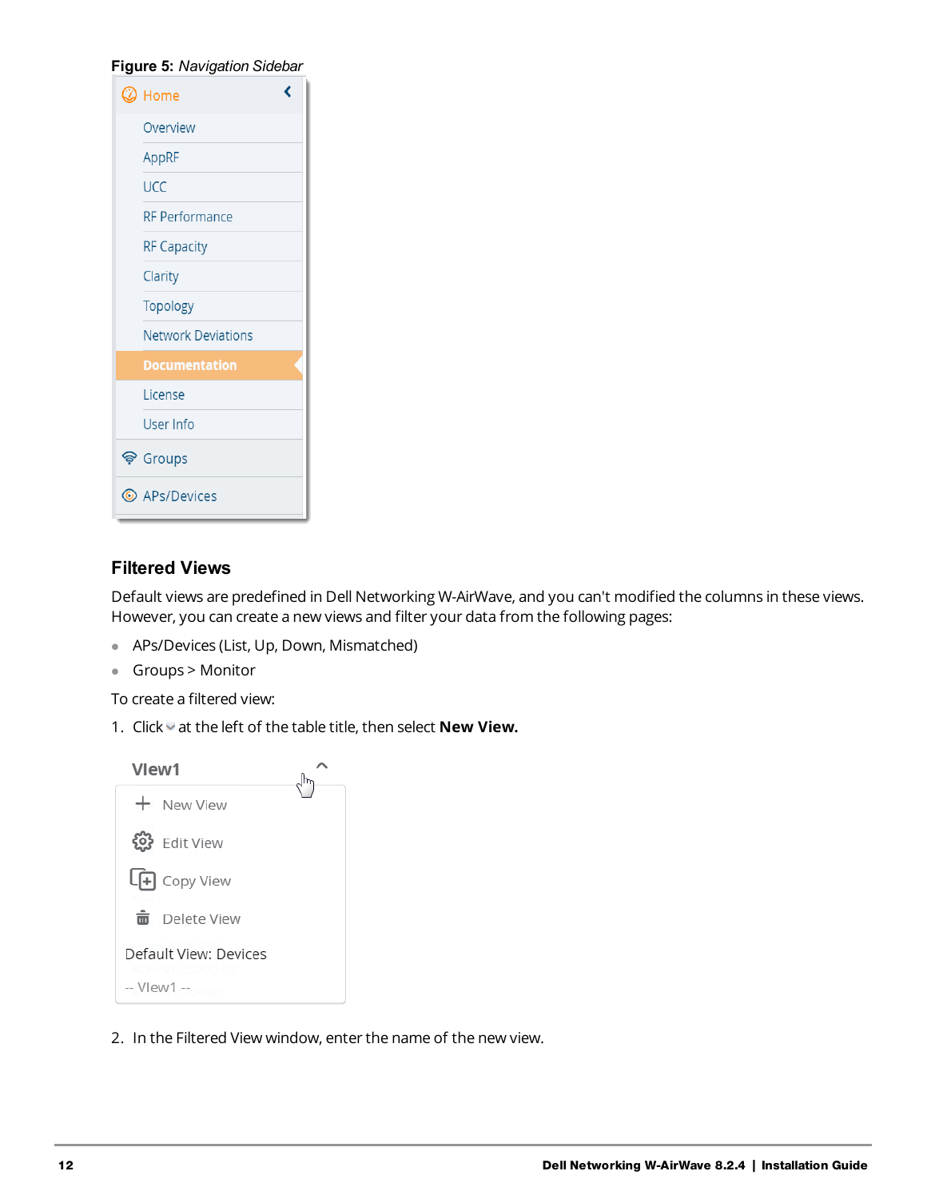**Figure 5:** *Navigation Sidebar*

## Filtered Views

Default views are predefined in Dell Networking W-AirWave, and you can't modified the columns in these views. However, you can create a new views and filter your data from the following pages:

- APs/Devices (List, Up, Down, Mismatched)
- Groups > Monitor

To create a filtered view:

1. Click at the left of the table title, then select **New View.**

2. In the Filtered View window, enter the name of the new view.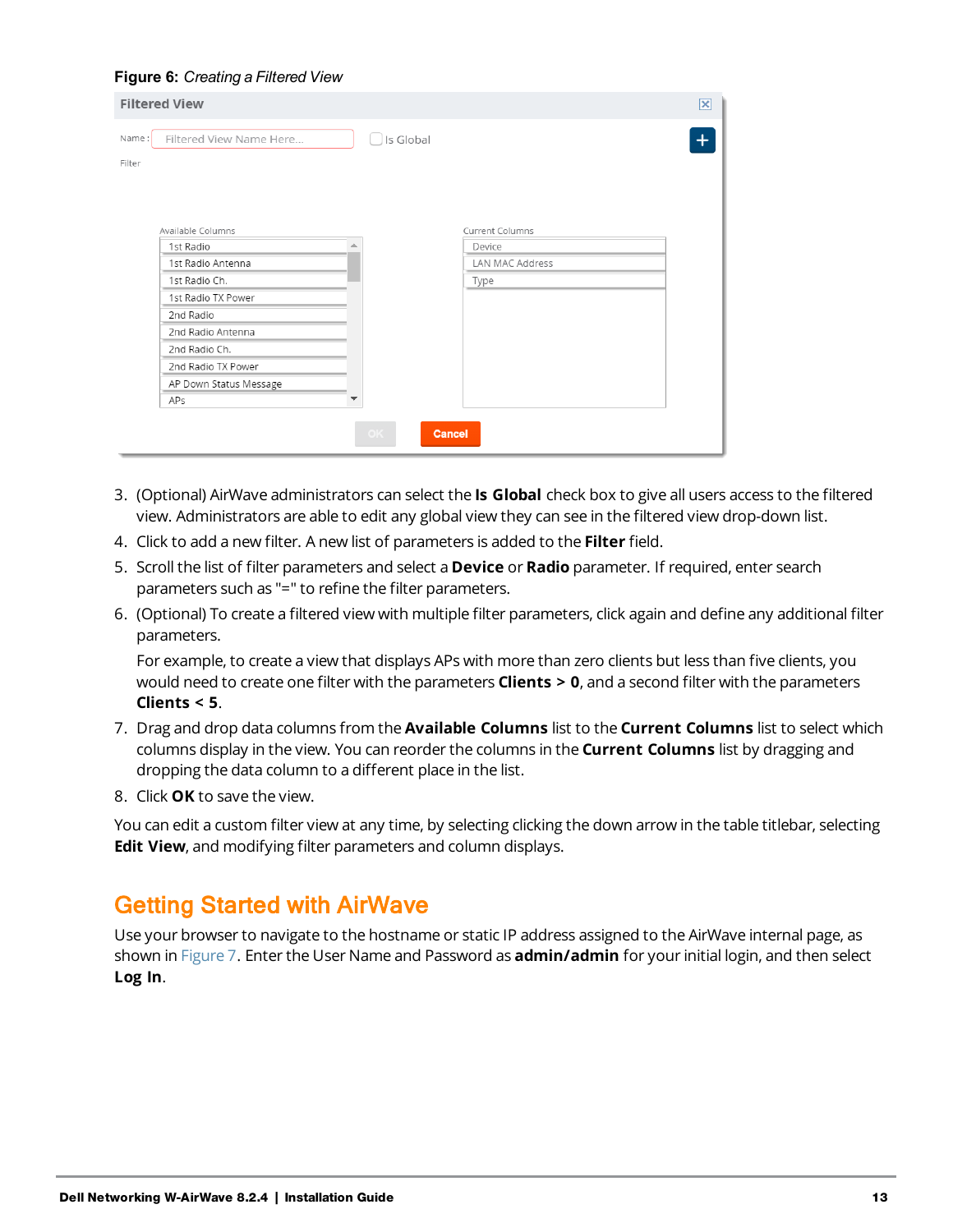**Figure 6:** *Creating a Filtered View*

3. (Optional) AirWave administrators can select the **Is Global** check box to give all users access to the filtered view. Administrators are able to edit any global view they can see in the filtered view drop-down list.
4. Click to add a new filter. A new list of parameters is added to the **Filter** field.
5. Scroll the list of filter parameters and select a **Device** or **Radio** parameter. If required, enter search parameters such as "=" to refine the filter parameters.
6. (Optional) To create a filtered view with multiple filter parameters, click again and define any additional filter parameters.

   For example, to create a view that displays APs with more than zero clients but less than five clients, you would need to create one filter with the parameters **Clients > 0**, and a second filter with the parameters **Clients < 5**.
7. Drag and drop data columns from the **Available Columns** list to the **Current Columns** list to select which columns display in the view. You can reorder the columns in the **Current Columns** list by dragging and dropping the data column to a different place in the list.
8. Click **OK** to save the view.

You can edit a custom filter view at any time, by selecting clicking the down arrow in the table titlebar, selecting **Edit View**, and modifying filter parameters and column displays.

## Getting Started with AirWave

Use your browser to navigate to the hostname or static IP address assigned to the AirWave internal page, as shown in Figure 7. Enter the User Name and Password as **admin/admin** for your initial login, and then select **Log In**.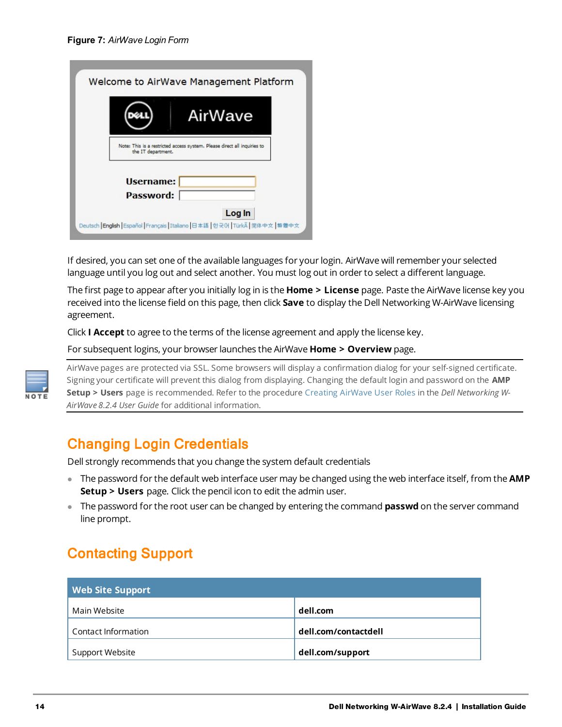**Figure 7:** *AirWave Login Form*

If desired, you can set one of the available languages for your login. AirWave will remember your selected language until you log out and select another. You must log out in order to select a different language.

The first page to appear after you initially log in is the **Home > License** page. Paste the AirWave license key you received into the license field on this page, then click **Save** to display the Dell Networking W-AirWave licensing agreement.

Click **I Accept** to agree to the terms of the license agreement and apply the license key.

For subsequent logins, your browser launches the AirWave **Home > Overview** page.

> **NOTE:** AirWave pages are protected via SSL. Some browsers will display a confirmation dialog for your self-signed certificate. Signing your certificate will prevent this dialog from displaying. Changing the default login and password on the **AMP Setup > Users** page is recommended. Refer to the procedure Creating AirWave User Roles in the *Dell Networking W-AirWave 8.2.4 User Guide* for additional information.

## Changing Login Credentials

Dell strongly recommends that you change the system default credentials

- The password for the default web interface user may be changed using the web interface itself, from the **AMP Setup > Users** page. Click the pencil icon to edit the admin user.
- The password for the root user can be changed by entering the command **passwd** on the server command line prompt.

## Contacting Support

| Web Site Support | |
|---|---|
| Main Website | **dell.com** |
| Contact Information | **dell.com/contactdell** |
| Support Website | **dell.com/support** |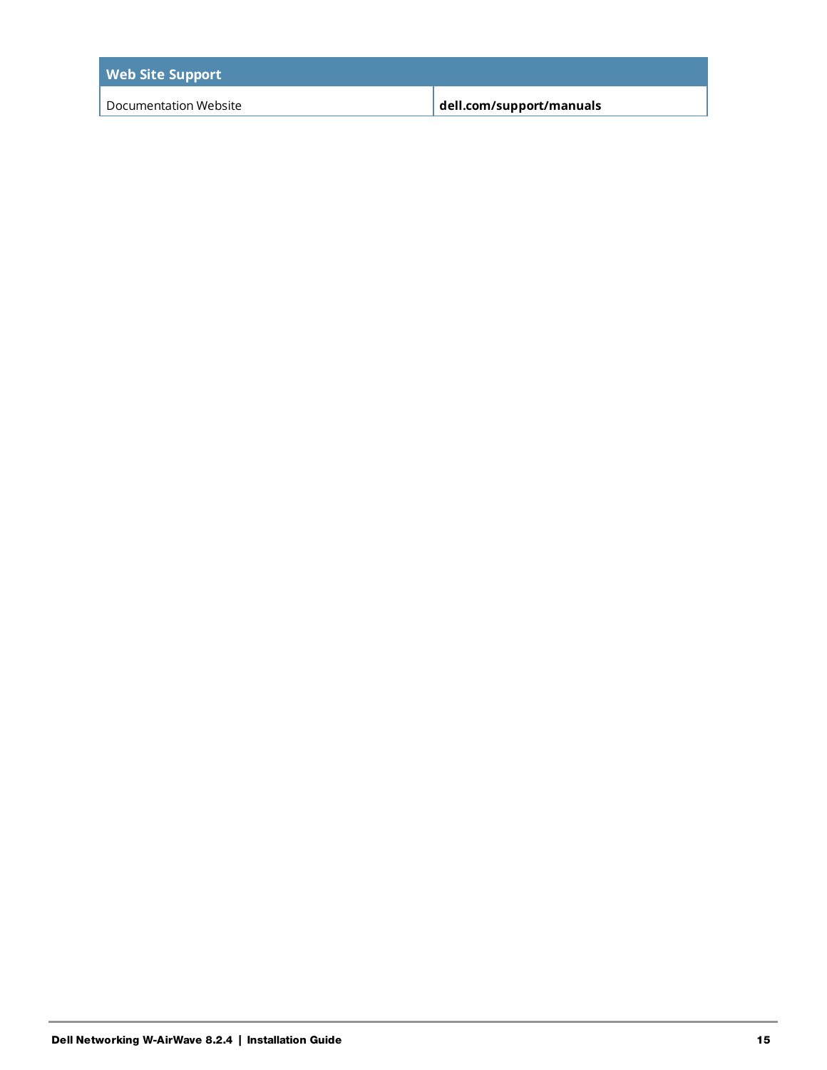| Web Site Support | |
|---|---|
| Documentation Website | **dell.com/support/manuals** |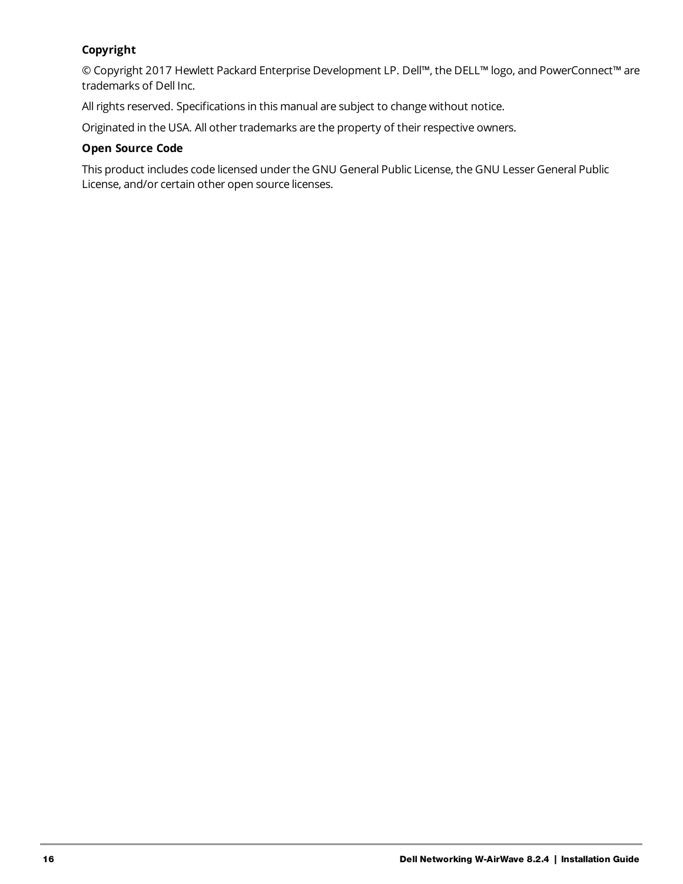**Copyright**

© Copyright 2017 Hewlett Packard Enterprise Development LP. Dell™, the DELL™ logo, and PowerConnect™ are trademarks of Dell Inc.

All rights reserved. Specifications in this manual are subject to change without notice.

Originated in the USA. All other trademarks are the property of their respective owners.

**Open Source Code**

This product includes code licensed under the GNU General Public License, the GNU Lesser General Public License, and/or certain other open source licenses.